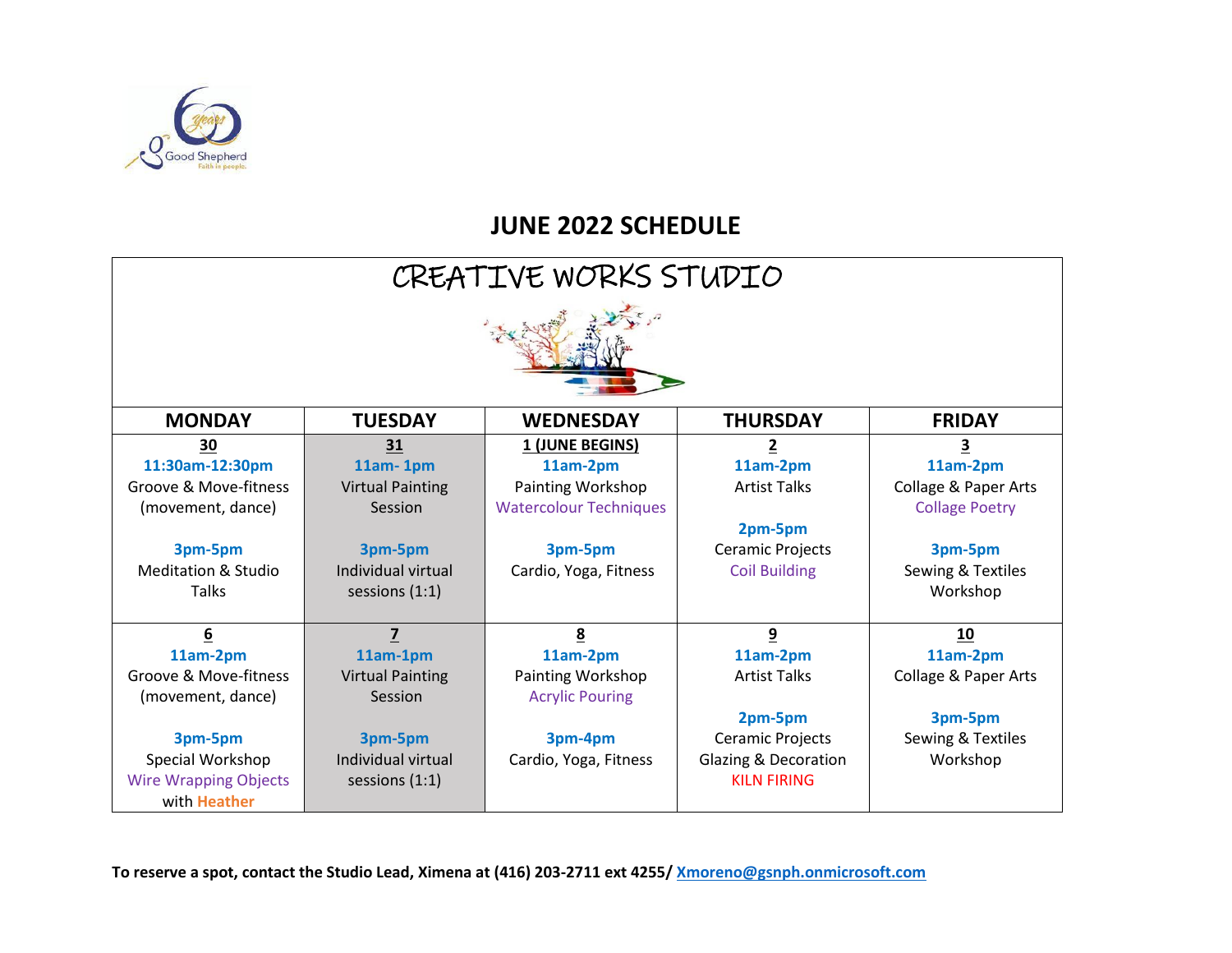# JUNE 2022 SCHEDULE

## CREATIVE WORKS STUDIO

| MONDAY | TUESDAY | WEDNESDAY | THURSDAY | FRIDAY |
|---|---|---|---|---|
| **30**<br>**11:30am-12:30pm**<br>Groove & Move-fitness (movement, dance)<br><br>**3pm-5pm**<br>Meditation & Studio Talks | **31**<br>**11am- 1pm**<br>Virtual Painting Session<br><br>**3pm-5pm**<br>Individual virtual sessions (1:1) | **1 (JUNE BEGINS)**<br>**11am-2pm**<br>Painting Workshop<br>Watercolour Techniques<br><br>**3pm-5pm**<br>Cardio, Yoga, Fitness | **2**<br>**11am-2pm**<br>Artist Talks<br><br>**2pm-5pm**<br>Ceramic Projects<br>Coil Building | **3**<br>**11am-2pm**<br>Collage & Paper Arts<br>Collage Poetry<br><br>**3pm-5pm**<br>Sewing & Textiles Workshop |
| **6**<br>**11am-2pm**<br>Groove & Move-fitness (movement, dance)<br><br>**3pm-5pm**<br>Special Workshop<br>Wire Wrapping Objects with Heather | **7**<br>**11am-1pm**<br>Virtual Painting Session<br><br>**3pm-5pm**<br>Individual virtual sessions (1:1) | **8**<br>**11am-2pm**<br>Painting Workshop<br>Acrylic Pouring<br><br>**3pm-4pm**<br>Cardio, Yoga, Fitness | **9**<br>**11am-2pm**<br>Artist Talks<br><br>**2pm-5pm**<br>Ceramic Projects<br>Glazing & Decoration<br>KILN FIRING | **10**<br>**11am-2pm**<br>Collage & Paper Arts<br><br>**3pm-5pm**<br>Sewing & Textiles Workshop |

**To reserve a spot, contact the Studio Lead, Ximena at (416) 203-2711 ext 4255/ Xmoreno@gsnph.onmicrosoft.com**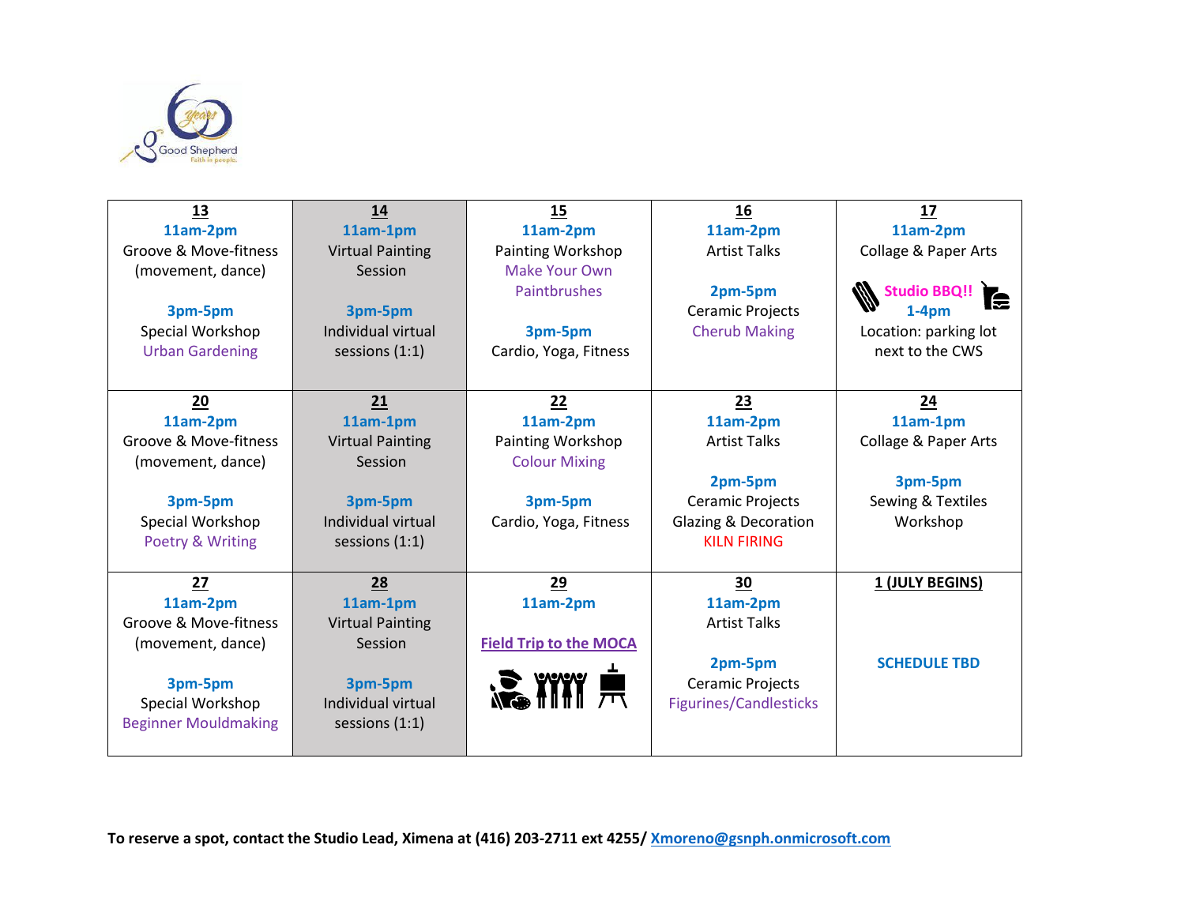| 13 | 14 | 15 | 16 | 17 |
|---|---|---|---|---|
| **11am-2pm**<br>Groove & Move-fitness (movement, dance)<br><br>**3pm-5pm**<br>Special Workshop<br>Urban Gardening | **11am-1pm**<br>Virtual Painting Session<br><br>**3pm-5pm**<br>Individual virtual sessions (1:1) | **11am-2pm**<br>Painting Workshop<br>Make Your Own Paintbrushes<br><br>**3pm-5pm**<br>Cardio, Yoga, Fitness | **11am-2pm**<br>Artist Talks<br><br>**2pm-5pm**<br>Ceramic Projects<br>Cherub Making | **11am-2pm**<br>Collage & Paper Arts<br><br>**Studio BBQ!!**<br>**1-4pm**<br>Location: parking lot next to the CWS |
| **20**<br>**11am-2pm**<br>Groove & Move-fitness (movement, dance)<br><br>**3pm-5pm**<br>Special Workshop<br>Poetry & Writing | **21**<br>**11am-1pm**<br>Virtual Painting Session<br><br>**3pm-5pm**<br>Individual virtual sessions (1:1) | **22**<br>**11am-2pm**<br>Painting Workshop<br>Colour Mixing<br><br>**3pm-5pm**<br>Cardio, Yoga, Fitness | **23**<br>**11am-2pm**<br>Artist Talks<br><br>**2pm-5pm**<br>Ceramic Projects<br>Glazing & Decoration<br>KILN FIRING | **24**<br>**11am-1pm**<br>Collage & Paper Arts<br><br>**3pm-5pm**<br>Sewing & Textiles Workshop |
| **27**<br>**11am-2pm**<br>Groove & Move-fitness (movement, dance)<br><br>**3pm-5pm**<br>Special Workshop<br>Beginner Mouldmaking | **28**<br>**11am-1pm**<br>Virtual Painting Session<br><br>**3pm-5pm**<br>Individual virtual sessions (1:1) | **29**<br>**11am-2pm**<br><br>**Field Trip to the MOCA** | **30**<br>**11am-2pm**<br>Artist Talks<br><br>**2pm-5pm**<br>Ceramic Projects<br>Figurines/Candlesticks | **1 (JULY BEGINS)**<br><br>**SCHEDULE TBD** |

**To reserve a spot, contact the Studio Lead, Ximena at (416) 203-2711 ext 4255/ Xmoreno@gsnph.onmicrosoft.com**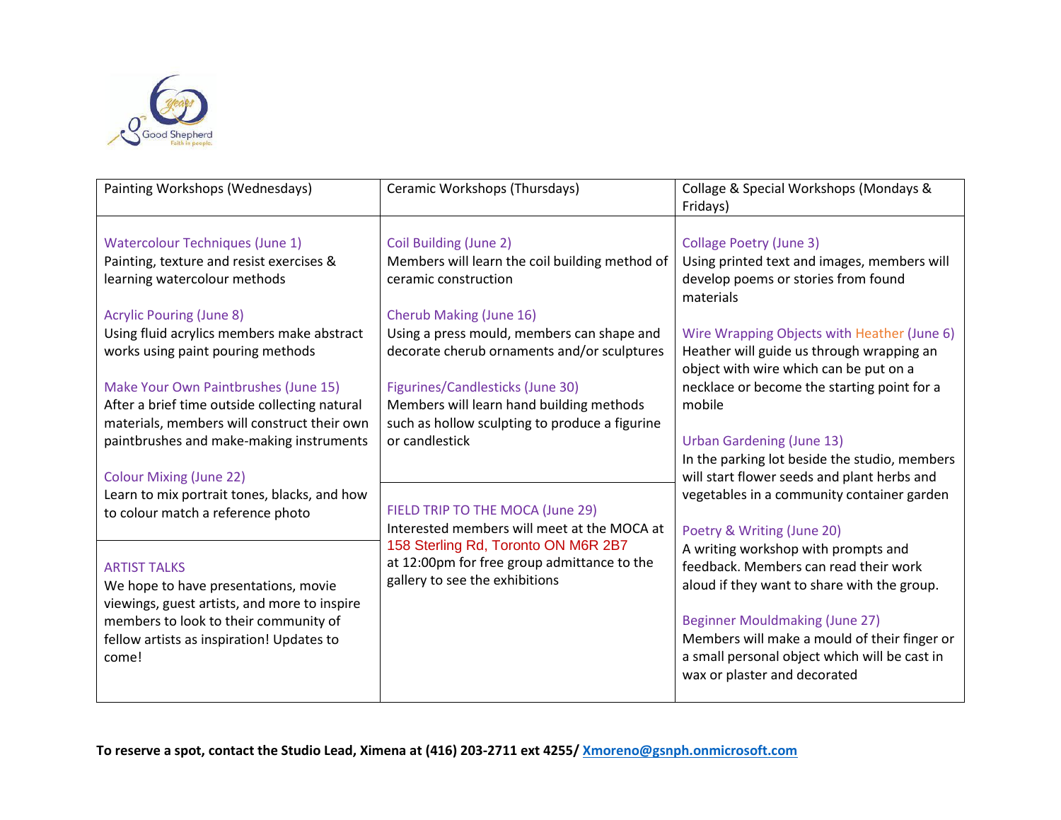| Painting Workshops (Wednesdays) | Ceramic Workshops (Thursdays) | Collage & Special Workshops (Mondays & Fridays) |
|---|---|---|
| Watercolour Techniques (June 1)<br>Painting, texture and resist exercises & learning watercolour methods<br><br>Acrylic Pouring (June 8)<br>Using fluid acrylics members make abstract works using paint pouring methods<br><br>Make Your Own Paintbrushes (June 15)<br>After a brief time outside collecting natural materials, members will construct their own paintbrushes and make-making instruments<br><br>Colour Mixing (June 22)<br>Learn to mix portrait tones, blacks, and how to colour match a reference photo | Coil Building (June 2)<br>Members will learn the coil building method of ceramic construction<br><br>Cherub Making (June 16)<br>Using a press mould, members can shape and decorate cherub ornaments and/or sculptures<br><br>Figurines/Candlesticks (June 30)<br>Members will learn hand building methods such as hollow sculpting to produce a figurine or candlestick | Collage Poetry (June 3)<br>Using printed text and images, members will develop poems or stories from found materials<br><br>Wire Wrapping Objects with Heather (June 6)<br>Heather will guide us through wrapping an object with wire which can be put on a necklace or become the starting point for a mobile<br><br>Urban Gardening (June 13)<br>In the parking lot beside the studio, members will start flower seeds and plant herbs and vegetables in a community container garden<br><br>Poetry & Writing (June 20)<br>A writing workshop with prompts and feedback. Members can read their work aloud if they want to share with the group.<br><br>Beginner Mouldmaking (June 27)<br>Members will make a mould of their finger or a small personal object which will be cast in wax or plaster and decorated |
| ARTIST TALKS<br>We hope to have presentations, movie viewings, guest artists, and more to inspire members to look to their community of fellow artists as inspiration! Updates to come! | FIELD TRIP TO THE MOCA (June 29)<br>Interested members will meet at the MOCA at 158 Sterling Rd, Toronto ON M6R 2B7 at 12:00pm for free group admittance to the gallery to see the exhibitions | |

**To reserve a spot, contact the Studio Lead, Ximena at (416) 203-2711 ext 4255/ Xmoreno@gsnph.onmicrosoft.com**